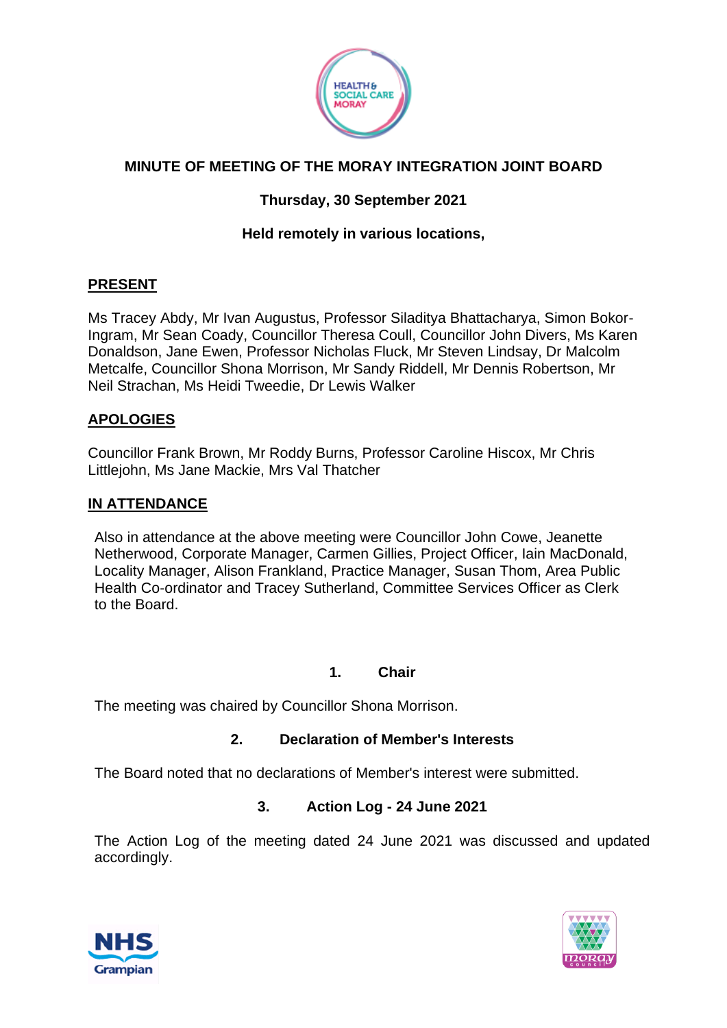# MINUTE OF MEETING OF THE MORAY INTEGRATION JOINT BOARD

## Thursday, 30 September 2021

## Held remotely in various locations,

## PRESENT

Ms Tracey Abdy, Mr Ivan Augustus, Professor Siladitya Bhattacharya, Simon Bokor-Ingram, Mr Sean Coady, Councillor Theresa Coull, Councillor John Divers, Ms Karen Donaldson, Jane Ewen, Professor Nicholas Fluck, Mr Steven Lindsay, Dr Malcolm Metcalfe, Councillor Shona Morrison, Mr Sandy Riddell, Mr Dennis Robertson, Mr Neil Strachan, Ms Heidi Tweedie, Dr Lewis Walker

## APOLOGIES

Councillor Frank Brown, Mr Roddy Burns, Professor Caroline Hiscox, Mr Chris Littlejohn, Ms Jane Mackie, Mrs Val Thatcher

## IN ATTENDANCE

Also in attendance at the above meeting were Councillor John Cowe, Jeanette Netherwood, Corporate Manager, Carmen Gillies, Project Officer, Iain MacDonald, Locality Manager, Alison Frankland, Practice Manager, Susan Thom, Area Public Health Co-ordinator and Tracey Sutherland, Committee Services Officer as Clerk to the Board.

### 1. Chair

The meeting was chaired by Councillor Shona Morrison.

### 2. Declaration of Member's Interests

The Board noted that no declarations of Member's interest were submitted.

### 3. Action Log - 24 June 2021

The Action Log of the meeting dated 24 June 2021 was discussed and updated accordingly.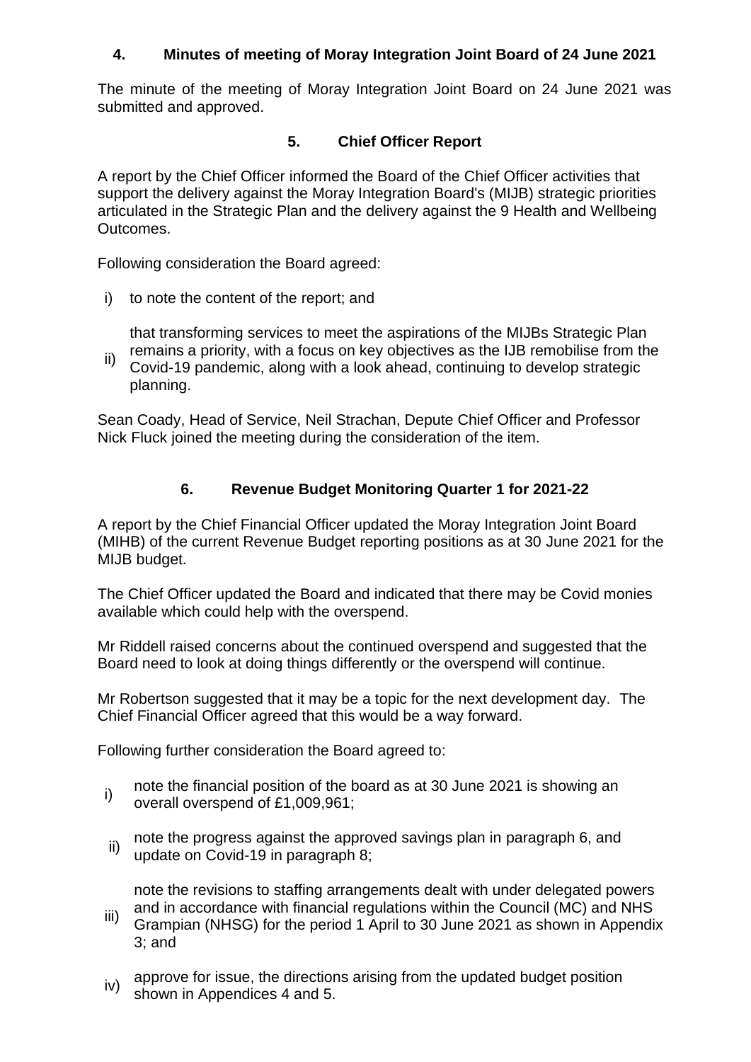## 4. Minutes of meeting of Moray Integration Joint Board of 24 June 2021

The minute of the meeting of Moray Integration Joint Board on 24 June 2021 was submitted and approved.

## 5. Chief Officer Report

A report by the Chief Officer informed the Board of the Chief Officer activities that support the delivery against the Moray Integration Board's (MIJB) strategic priorities articulated in the Strategic Plan and the delivery against the 9 Health and Wellbeing Outcomes.

Following consideration the Board agreed:

i) to note the content of the report; and

ii) that transforming services to meet the aspirations of the MIJBs Strategic Plan remains a priority, with a focus on key objectives as the IJB remobilise from the Covid-19 pandemic, along with a look ahead, continuing to develop strategic planning.

Sean Coady, Head of Service, Neil Strachan, Depute Chief Officer and Professor Nick Fluck joined the meeting during the consideration of the item.

## 6. Revenue Budget Monitoring Quarter 1 for 2021-22

A report by the Chief Financial Officer updated the Moray Integration Joint Board (MIHB) of the current Revenue Budget reporting positions as at 30 June 2021 for the MIJB budget.

The Chief Officer updated the Board and indicated that there may be Covid monies available which could help with the overspend.

Mr Riddell raised concerns about the continued overspend and suggested that the Board need to look at doing things differently or the overspend will continue.

Mr Robertson suggested that it may be a topic for the next development day. The Chief Financial Officer agreed that this would be a way forward.

Following further consideration the Board agreed to:

i) note the financial position of the board as at 30 June 2021 is showing an overall overspend of £1,009,961;

ii) note the progress against the approved savings plan in paragraph 6, and update on Covid-19 in paragraph 8;

iii) note the revisions to staffing arrangements dealt with under delegated powers and in accordance with financial regulations within the Council (MC) and NHS Grampian (NHSG) for the period 1 April to 30 June 2021 as shown in Appendix 3; and

iv) approve for issue, the directions arising from the updated budget position shown in Appendices 4 and 5.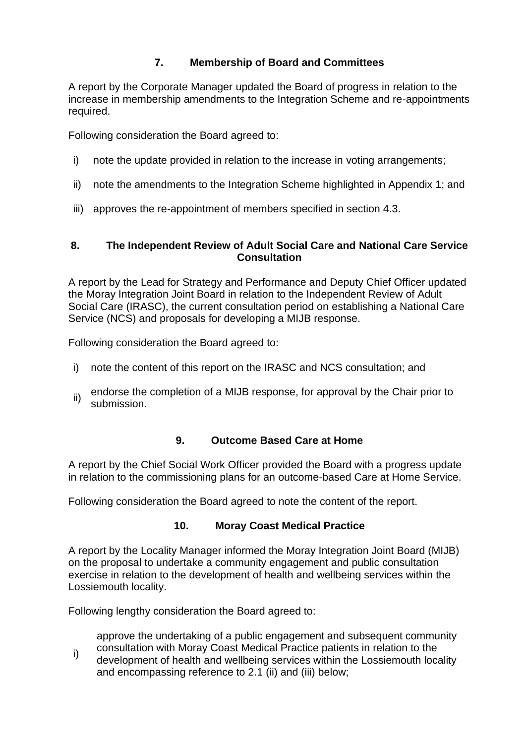## 7. Membership of Board and Committees

A report by the Corporate Manager updated the Board of progress in relation to the increase in membership amendments to the Integration Scheme and re-appointments required.

Following consideration the Board agreed to:

i) note the update provided in relation to the increase in voting arrangements;

ii) note the amendments to the Integration Scheme highlighted in Appendix 1; and

iii) approves the re-appointment of members specified in section 4.3.

## 8. The Independent Review of Adult Social Care and National Care Service Consultation

A report by the Lead for Strategy and Performance and Deputy Chief Officer updated the Moray Integration Joint Board in relation to the Independent Review of Adult Social Care (IRASC), the current consultation period on establishing a National Care Service (NCS) and proposals for developing a MIJB response.

Following consideration the Board agreed to:

i) note the content of this report on the IRASC and NCS consultation; and

ii) endorse the completion of a MIJB response, for approval by the Chair prior to submission.

## 9. Outcome Based Care at Home

A report by the Chief Social Work Officer provided the Board with a progress update in relation to the commissioning plans for an outcome-based Care at Home Service.

Following consideration the Board agreed to note the content of the report.

## 10. Moray Coast Medical Practice

A report by the Locality Manager informed the Moray Integration Joint Board (MIJB) on the proposal to undertake a community engagement and public consultation exercise in relation to the development of health and wellbeing services within the Lossiemouth locality.

Following lengthy consideration the Board agreed to:

i) approve the undertaking of a public engagement and subsequent community consultation with Moray Coast Medical Practice patients in relation to the development of health and wellbeing services within the Lossiemouth locality and encompassing reference to 2.1 (ii) and (iii) below;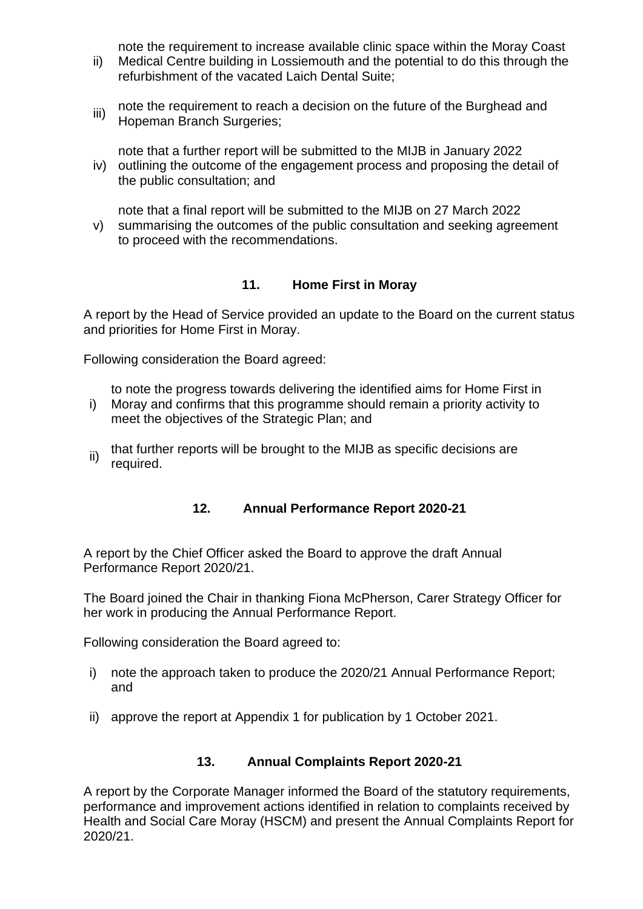ii) note the requirement to increase available clinic space within the Moray Coast Medical Centre building in Lossiemouth and the potential to do this through the refurbishment of the vacated Laich Dental Suite;

iii) note the requirement to reach a decision on the future of the Burghead and Hopeman Branch Surgeries;

iv) note that a further report will be submitted to the MIJB in January 2022 outlining the outcome of the engagement process and proposing the detail of the public consultation; and

v) note that a final report will be submitted to the MIJB on 27 March 2022 summarising the outcomes of the public consultation and seeking agreement to proceed with the recommendations.

## 11. Home First in Moray

A report by the Head of Service provided an update to the Board on the current status and priorities for Home First in Moray.

Following consideration the Board agreed:

i) to note the progress towards delivering the identified aims for Home First in Moray and confirms that this programme should remain a priority activity to meet the objectives of the Strategic Plan; and

ii) that further reports will be brought to the MIJB as specific decisions are required.

## 12. Annual Performance Report 2020-21

A report by the Chief Officer asked the Board to approve the draft Annual Performance Report 2020/21.

The Board joined the Chair in thanking Fiona McPherson, Carer Strategy Officer for her work in producing the Annual Performance Report.

Following consideration the Board agreed to:

i) note the approach taken to produce the 2020/21 Annual Performance Report; and

ii) approve the report at Appendix 1 for publication by 1 October 2021.

## 13. Annual Complaints Report 2020-21

A report by the Corporate Manager informed the Board of the statutory requirements, performance and improvement actions identified in relation to complaints received by Health and Social Care Moray (HSCM) and present the Annual Complaints Report for 2020/21.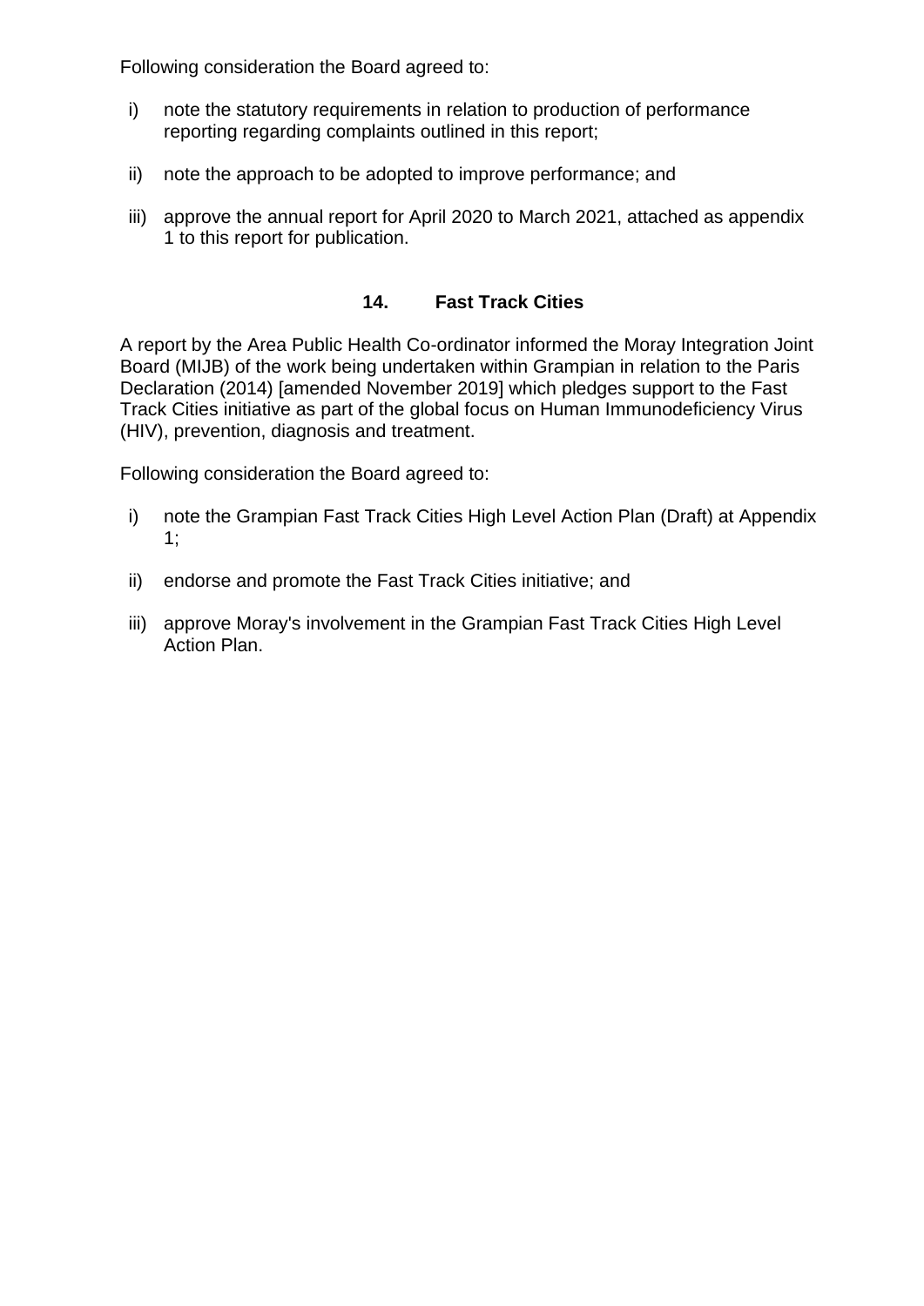Following consideration the Board agreed to:

i) note the statutory requirements in relation to production of performance reporting regarding complaints outlined in this report;

ii) note the approach to be adopted to improve performance; and

iii) approve the annual report for April 2020 to March 2021, attached as appendix 1 to this report for publication.

## 14. Fast Track Cities

A report by the Area Public Health Co-ordinator informed the Moray Integration Joint Board (MIJB) of the work being undertaken within Grampian in relation to the Paris Declaration (2014) [amended November 2019] which pledges support to the Fast Track Cities initiative as part of the global focus on Human Immunodeficiency Virus (HIV), prevention, diagnosis and treatment.

Following consideration the Board agreed to:

i) note the Grampian Fast Track Cities High Level Action Plan (Draft) at Appendix 1;

ii) endorse and promote the Fast Track Cities initiative; and

iii) approve Moray's involvement in the Grampian Fast Track Cities High Level Action Plan.